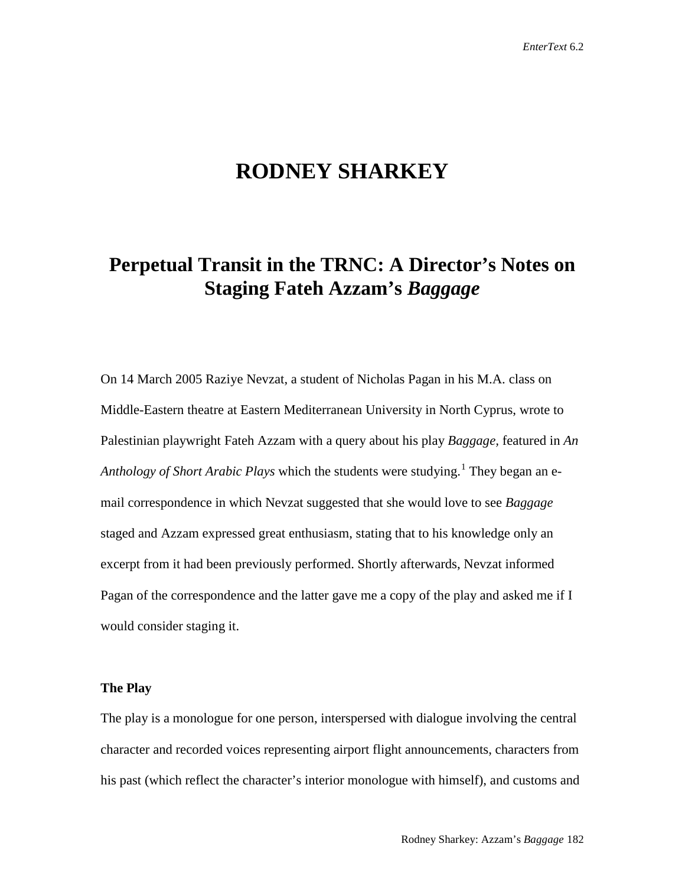# RODNEY SHARKEY

## Perpetual Transit in the TRNC: A Director's Notes on Staging Fateh Azzam's *Baggage*

On 14 March 2005 Raziye Nevzat, a student of Nicholas Pagan in his M.A. class on Middle-Eastern theatre at Eastern Mediterranean University in North Cyprus, wrote to Palestinian playwright Fateh Azzam with a query about his play *Baggage*, featured in *An Anthology of Short Arabic Plays* which the students were studying.[1] They began an e-mail correspondence in which Nevzat suggested that she would love to see *Baggage* staged and Azzam expressed great enthusiasm, stating that to his knowledge only an excerpt from it had been previously performed. Shortly afterwards, Nevzat informed Pagan of the correspondence and the latter gave me a copy of the play and asked me if I would consider staging it.

### The Play

The play is a monologue for one person, interspersed with dialogue involving the central character and recorded voices representing airport flight announcements, characters from his past (which reflect the character's interior monologue with himself), and customs and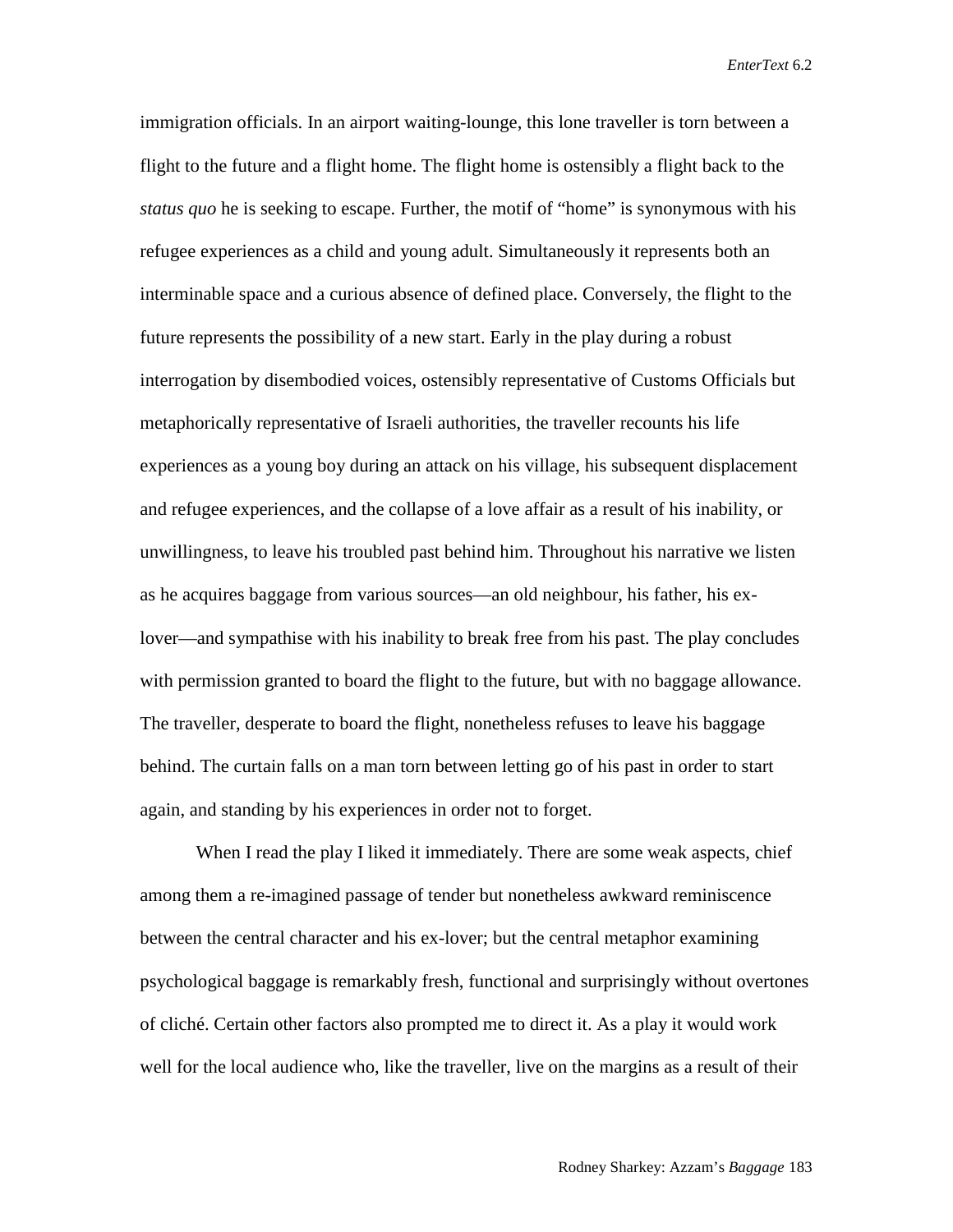immigration officials. In an airport waiting-lounge, this lone traveller is torn between a flight to the future and a flight home. The flight home is ostensibly a flight back to the *status quo* he is seeking to escape. Further, the motif of "home" is synonymous with his refugee experiences as a child and young adult. Simultaneously it represents both an interminable space and a curious absence of defined place. Conversely, the flight to the future represents the possibility of a new start. Early in the play during a robust interrogation by disembodied voices, ostensibly representative of Customs Officials but metaphorically representative of Israeli authorities, the traveller recounts his life experiences as a young boy during an attack on his village, his subsequent displacement and refugee experiences, and the collapse of a love affair as a result of his inability, or unwillingness, to leave his troubled past behind him. Throughout his narrative we listen as he acquires baggage from various sources—an old neighbour, his father, his ex-lover—and sympathise with his inability to break free from his past. The play concludes with permission granted to board the flight to the future, but with no baggage allowance. The traveller, desperate to board the flight, nonetheless refuses to leave his baggage behind. The curtain falls on a man torn between letting go of his past in order to start again, and standing by his experiences in order not to forget.

When I read the play I liked it immediately. There are some weak aspects, chief among them a re-imagined passage of tender but nonetheless awkward reminiscence between the central character and his ex-lover; but the central metaphor examining psychological baggage is remarkably fresh, functional and surprisingly without overtones of cliché. Certain other factors also prompted me to direct it. As a play it would work well for the local audience who, like the traveller, live on the margins as a result of their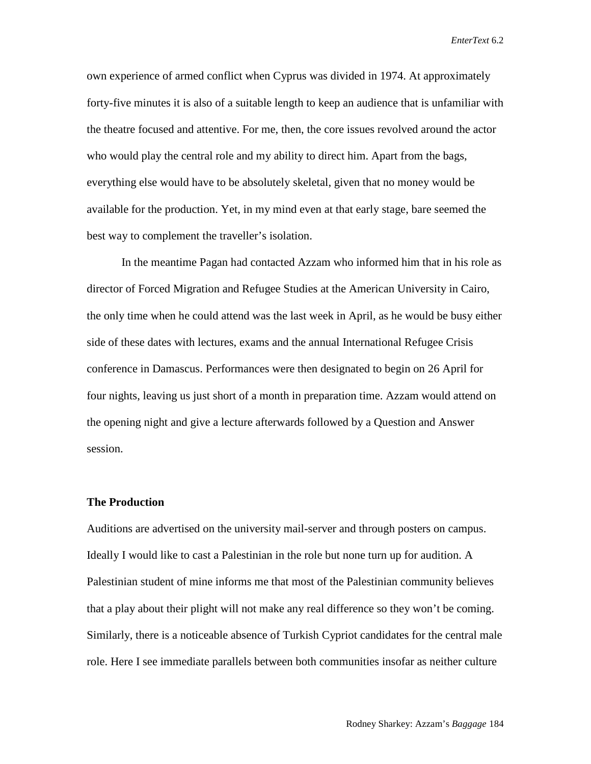own experience of armed conflict when Cyprus was divided in 1974. At approximately forty-five minutes it is also of a suitable length to keep an audience that is unfamiliar with the theatre focused and attentive. For me, then, the core issues revolved around the actor who would play the central role and my ability to direct him. Apart from the bags, everything else would have to be absolutely skeletal, given that no money would be available for the production. Yet, in my mind even at that early stage, bare seemed the best way to complement the traveller's isolation.

In the meantime Pagan had contacted Azzam who informed him that in his role as director of Forced Migration and Refugee Studies at the American University in Cairo, the only time when he could attend was the last week in April, as he would be busy either side of these dates with lectures, exams and the annual International Refugee Crisis conference in Damascus. Performances were then designated to begin on 26 April for four nights, leaving us just short of a month in preparation time. Azzam would attend on the opening night and give a lecture afterwards followed by a Question and Answer session.

**The Production**

Auditions are advertised on the university mail-server and through posters on campus. Ideally I would like to cast a Palestinian in the role but none turn up for audition. A Palestinian student of mine informs me that most of the Palestinian community believes that a play about their plight will not make any real difference so they won't be coming. Similarly, there is a noticeable absence of Turkish Cypriot candidates for the central male role. Here I see immediate parallels between both communities insofar as neither culture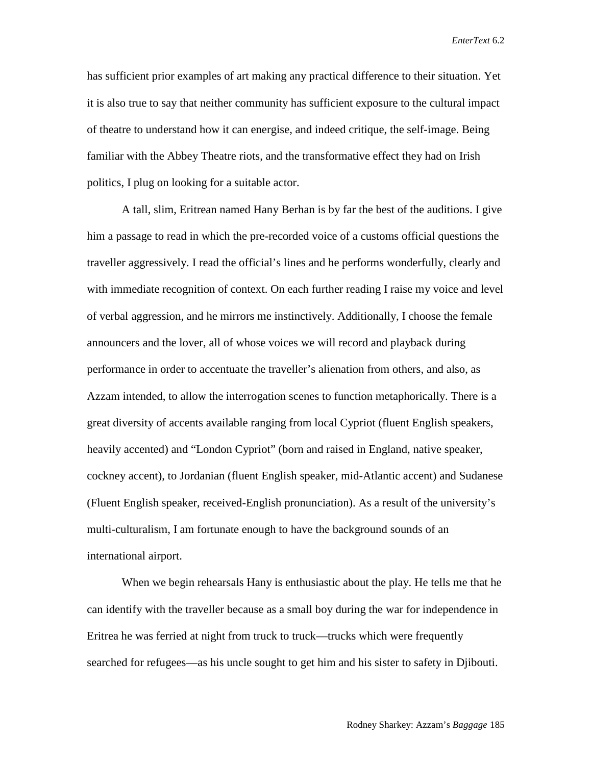has sufficient prior examples of art making any practical difference to their situation. Yet it is also true to say that neither community has sufficient exposure to the cultural impact of theatre to understand how it can energise, and indeed critique, the self-image. Being familiar with the Abbey Theatre riots, and the transformative effect they had on Irish politics, I plug on looking for a suitable actor.

A tall, slim, Eritrean named Hany Berhan is by far the best of the auditions. I give him a passage to read in which the pre-recorded voice of a customs official questions the traveller aggressively. I read the official's lines and he performs wonderfully, clearly and with immediate recognition of context. On each further reading I raise my voice and level of verbal aggression, and he mirrors me instinctively. Additionally, I choose the female announcers and the lover, all of whose voices we will record and playback during performance in order to accentuate the traveller's alienation from others, and also, as Azzam intended, to allow the interrogation scenes to function metaphorically. There is a great diversity of accents available ranging from local Cypriot (fluent English speakers, heavily accented) and "London Cypriot" (born and raised in England, native speaker, cockney accent), to Jordanian (fluent English speaker, mid-Atlantic accent) and Sudanese (Fluent English speaker, received-English pronunciation). As a result of the university's multi-culturalism, I am fortunate enough to have the background sounds of an international airport.

When we begin rehearsals Hany is enthusiastic about the play. He tells me that he can identify with the traveller because as a small boy during the war for independence in Eritrea he was ferried at night from truck to truck—trucks which were frequently searched for refugees—as his uncle sought to get him and his sister to safety in Djibouti.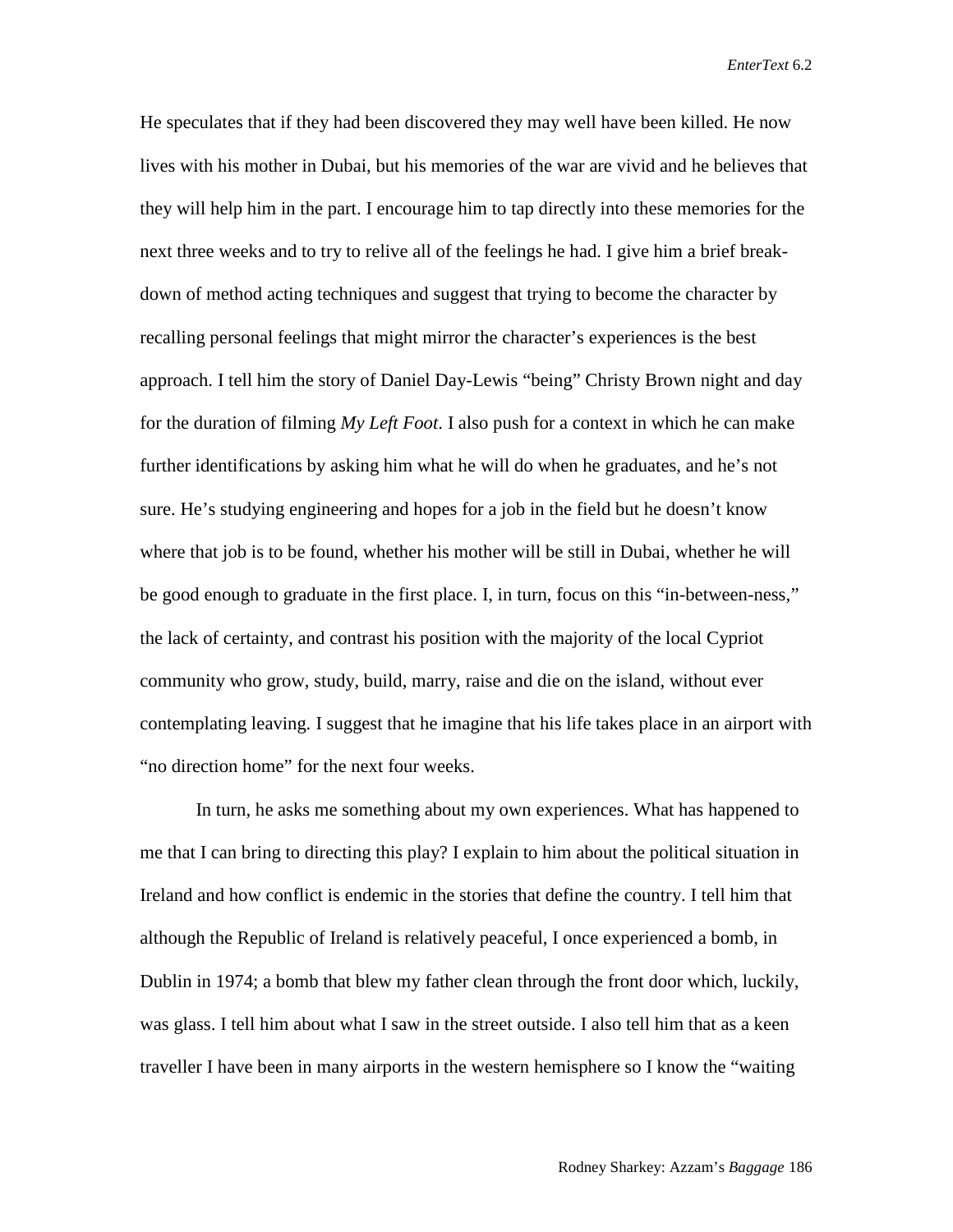He speculates that if they had been discovered they may well have been killed. He now lives with his mother in Dubai, but his memories of the war are vivid and he believes that they will help him in the part. I encourage him to tap directly into these memories for the next three weeks and to try to relive all of the feelings he had. I give him a brief break-down of method acting techniques and suggest that trying to become the character by recalling personal feelings that might mirror the character's experiences is the best approach. I tell him the story of Daniel Day-Lewis "being" Christy Brown night and day for the duration of filming *My Left Foot*. I also push for a context in which he can make further identifications by asking him what he will do when he graduates, and he's not sure. He's studying engineering and hopes for a job in the field but he doesn't know where that job is to be found, whether his mother will be still in Dubai, whether he will be good enough to graduate in the first place. I, in turn, focus on this "in-between-ness," the lack of certainty, and contrast his position with the majority of the local Cypriot community who grow, study, build, marry, raise and die on the island, without ever contemplating leaving. I suggest that he imagine that his life takes place in an airport with "no direction home" for the next four weeks.

In turn, he asks me something about my own experiences. What has happened to me that I can bring to directing this play? I explain to him about the political situation in Ireland and how conflict is endemic in the stories that define the country. I tell him that although the Republic of Ireland is relatively peaceful, I once experienced a bomb, in Dublin in 1974; a bomb that blew my father clean through the front door which, luckily, was glass. I tell him about what I saw in the street outside. I also tell him that as a keen traveller I have been in many airports in the western hemisphere so I know the "waiting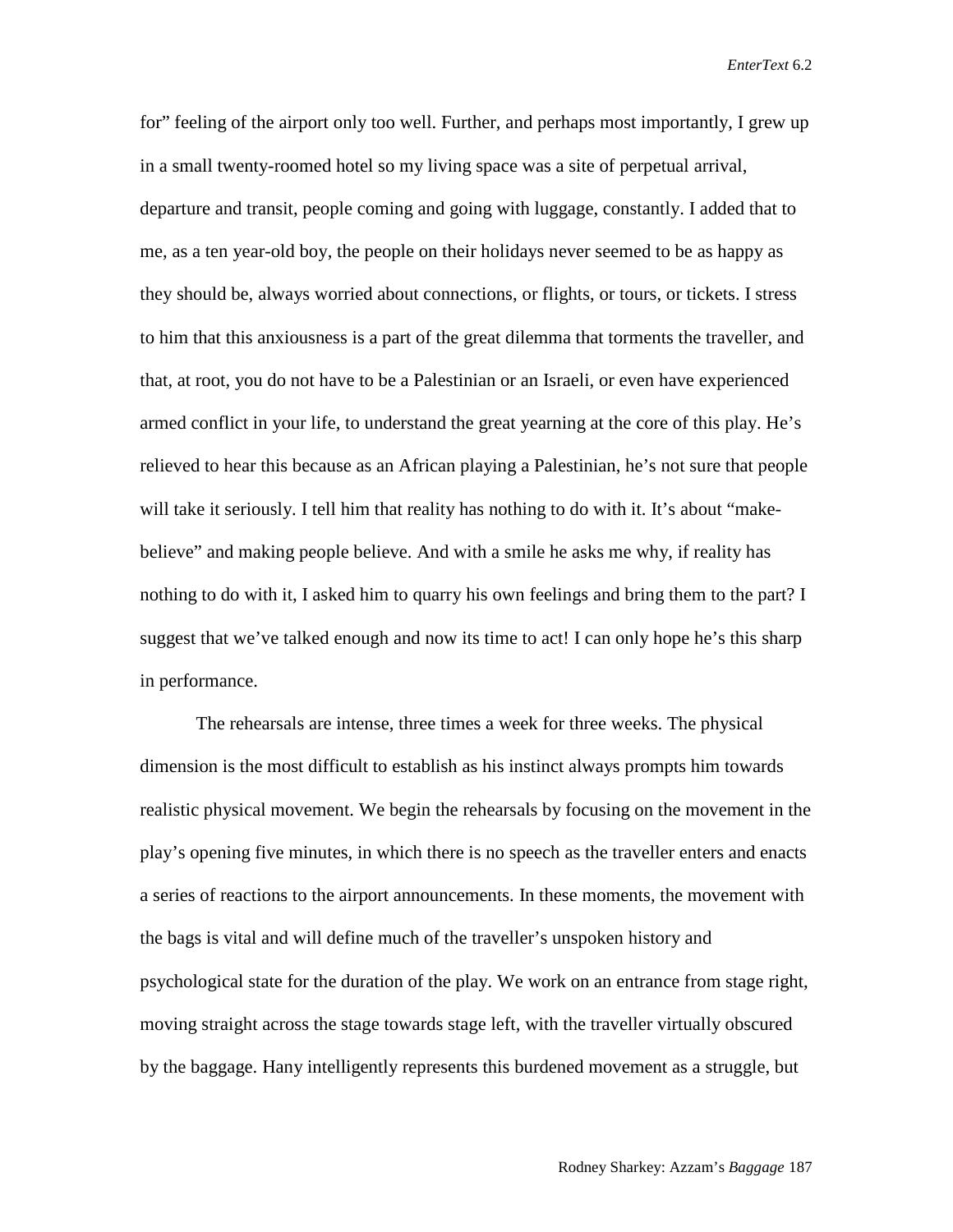for" feeling of the airport only too well. Further, and perhaps most importantly, I grew up in a small twenty-roomed hotel so my living space was a site of perpetual arrival, departure and transit, people coming and going with luggage, constantly. I added that to me, as a ten year-old boy, the people on their holidays never seemed to be as happy as they should be, always worried about connections, or flights, or tours, or tickets. I stress to him that this anxiousness is a part of the great dilemma that torments the traveller, and that, at root, you do not have to be a Palestinian or an Israeli, or even have experienced armed conflict in your life, to understand the great yearning at the core of this play. He's relieved to hear this because as an African playing a Palestinian, he's not sure that people will take it seriously. I tell him that reality has nothing to do with it. It's about "make-believe" and making people believe. And with a smile he asks me why, if reality has nothing to do with it, I asked him to quarry his own feelings and bring them to the part? I suggest that we've talked enough and now its time to act! I can only hope he's this sharp in performance.

The rehearsals are intense, three times a week for three weeks. The physical dimension is the most difficult to establish as his instinct always prompts him towards realistic physical movement. We begin the rehearsals by focusing on the movement in the play's opening five minutes, in which there is no speech as the traveller enters and enacts a series of reactions to the airport announcements. In these moments, the movement with the bags is vital and will define much of the traveller's unspoken history and psychological state for the duration of the play. We work on an entrance from stage right, moving straight across the stage towards stage left, with the traveller virtually obscured by the baggage. Hany intelligently represents this burdened movement as a struggle, but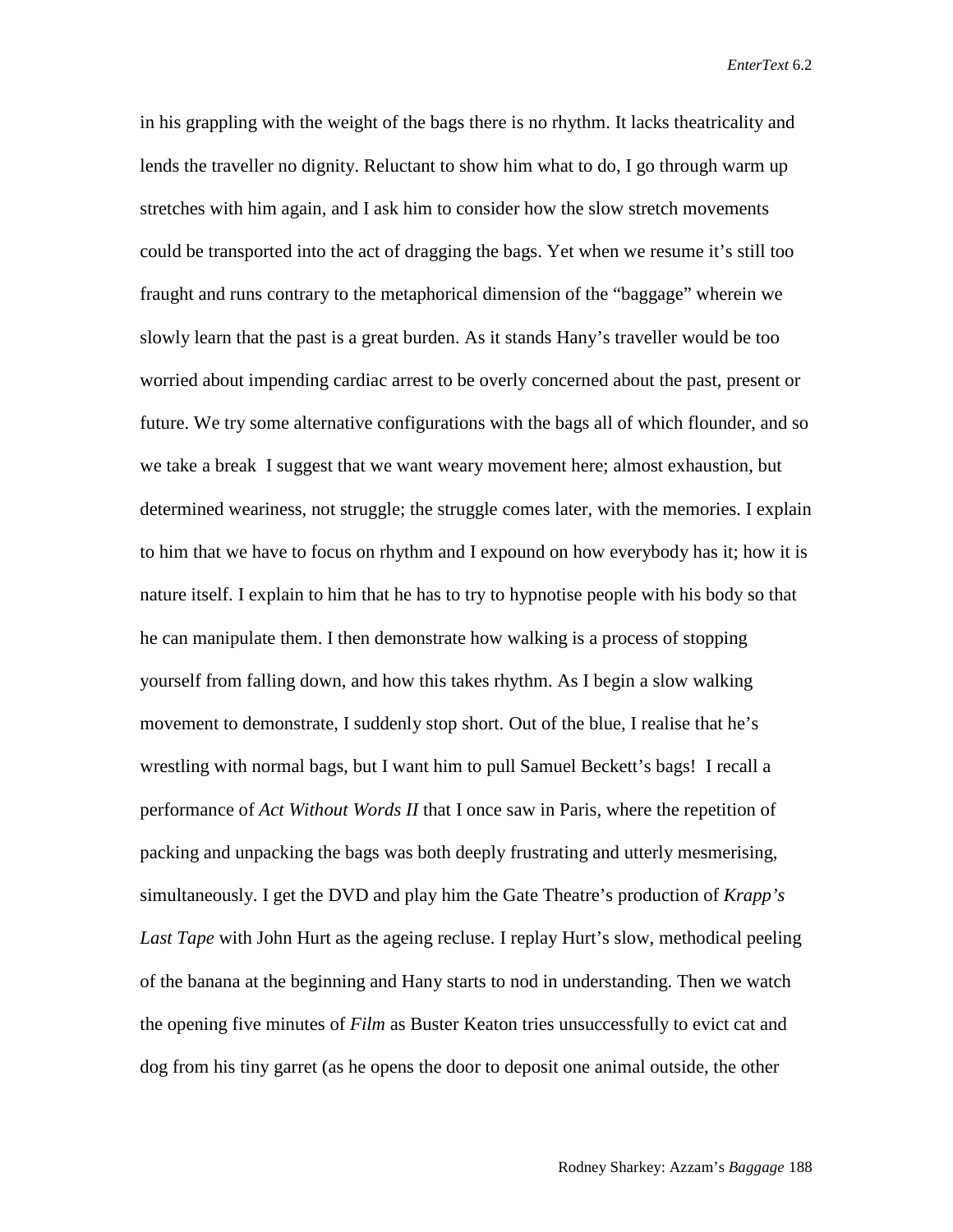in his grappling with the weight of the bags there is no rhythm. It lacks theatricality and lends the traveller no dignity. Reluctant to show him what to do, I go through warm up stretches with him again, and I ask him to consider how the slow stretch movements could be transported into the act of dragging the bags. Yet when we resume it's still too fraught and runs contrary to the metaphorical dimension of the "baggage" wherein we slowly learn that the past is a great burden. As it stands Hany's traveller would be too worried about impending cardiac arrest to be overly concerned about the past, present or future. We try some alternative configurations with the bags all of which flounder, and so we take a break  I suggest that we want weary movement here; almost exhaustion, but determined weariness, not struggle; the struggle comes later, with the memories. I explain to him that we have to focus on rhythm and I expound on how everybody has it; how it is nature itself. I explain to him that he has to try to hypnotise people with his body so that he can manipulate them. I then demonstrate how walking is a process of stopping yourself from falling down, and how this takes rhythm. As I begin a slow walking movement to demonstrate, I suddenly stop short. Out of the blue, I realise that he's wrestling with normal bags, but I want him to pull Samuel Beckett's bags!  I recall a performance of *Act Without Words II* that I once saw in Paris, where the repetition of packing and unpacking the bags was both deeply frustrating and utterly mesmerising, simultaneously. I get the DVD and play him the Gate Theatre's production of *Krapp's Last Tape* with John Hurt as the ageing recluse. I replay Hurt's slow, methodical peeling of the banana at the beginning and Hany starts to nod in understanding. Then we watch the opening five minutes of *Film* as Buster Keaton tries unsuccessfully to evict cat and dog from his tiny garret (as he opens the door to deposit one animal outside, the other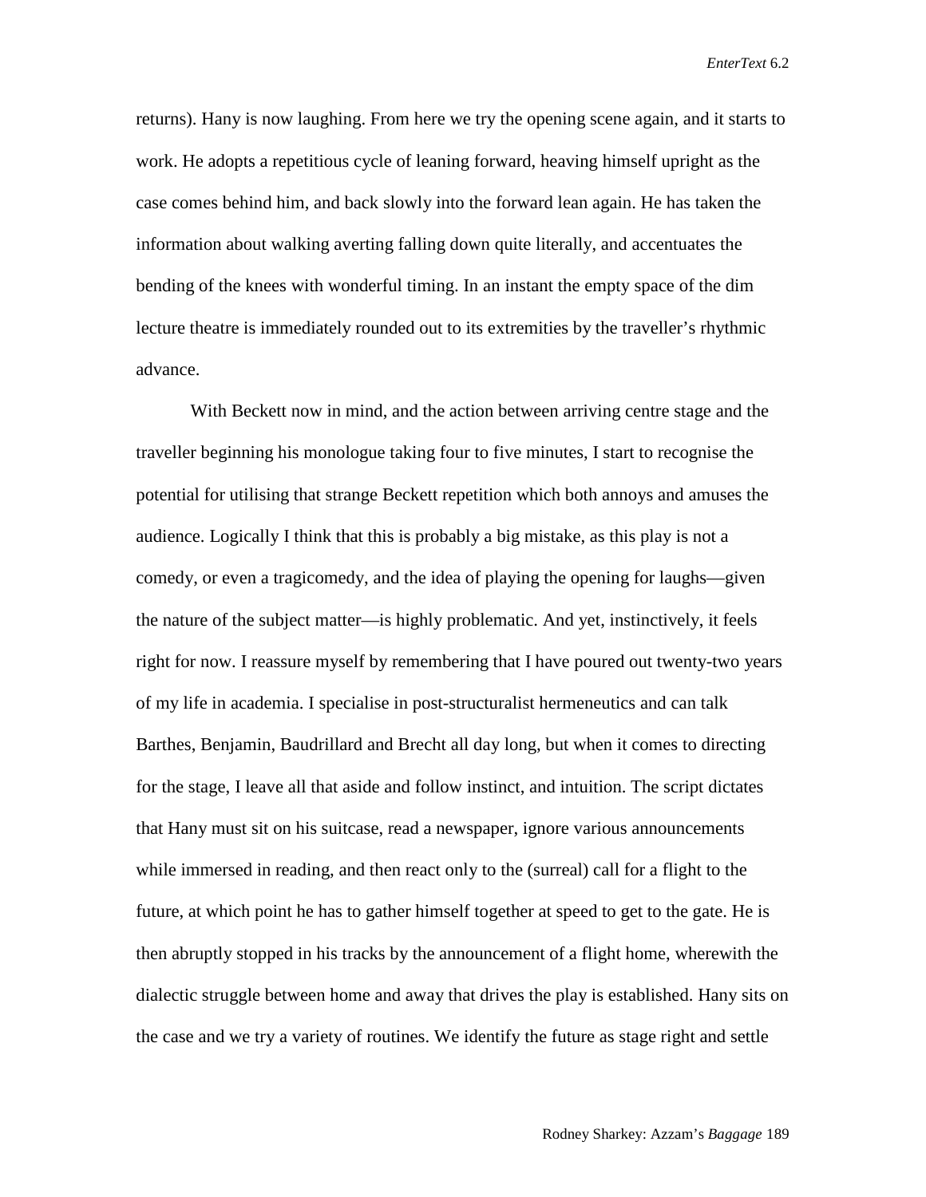returns). Hany is now laughing. From here we try the opening scene again, and it starts to work. He adopts a repetitious cycle of leaning forward, heaving himself upright as the case comes behind him, and back slowly into the forward lean again. He has taken the information about walking averting falling down quite literally, and accentuates the bending of the knees with wonderful timing. In an instant the empty space of the dim lecture theatre is immediately rounded out to its extremities by the traveller's rhythmic advance.

With Beckett now in mind, and the action between arriving centre stage and the traveller beginning his monologue taking four to five minutes, I start to recognise the potential for utilising that strange Beckett repetition which both annoys and amuses the audience. Logically I think that this is probably a big mistake, as this play is not a comedy, or even a tragicomedy, and the idea of playing the opening for laughs—given the nature of the subject matter—is highly problematic. And yet, instinctively, it feels right for now. I reassure myself by remembering that I have poured out twenty-two years of my life in academia. I specialise in post-structuralist hermeneutics and can talk Barthes, Benjamin, Baudrillard and Brecht all day long, but when it comes to directing for the stage, I leave all that aside and follow instinct, and intuition. The script dictates that Hany must sit on his suitcase, read a newspaper, ignore various announcements while immersed in reading, and then react only to the (surreal) call for a flight to the future, at which point he has to gather himself together at speed to get to the gate. He is then abruptly stopped in his tracks by the announcement of a flight home, wherewith the dialectic struggle between home and away that drives the play is established. Hany sits on the case and we try a variety of routines. We identify the future as stage right and settle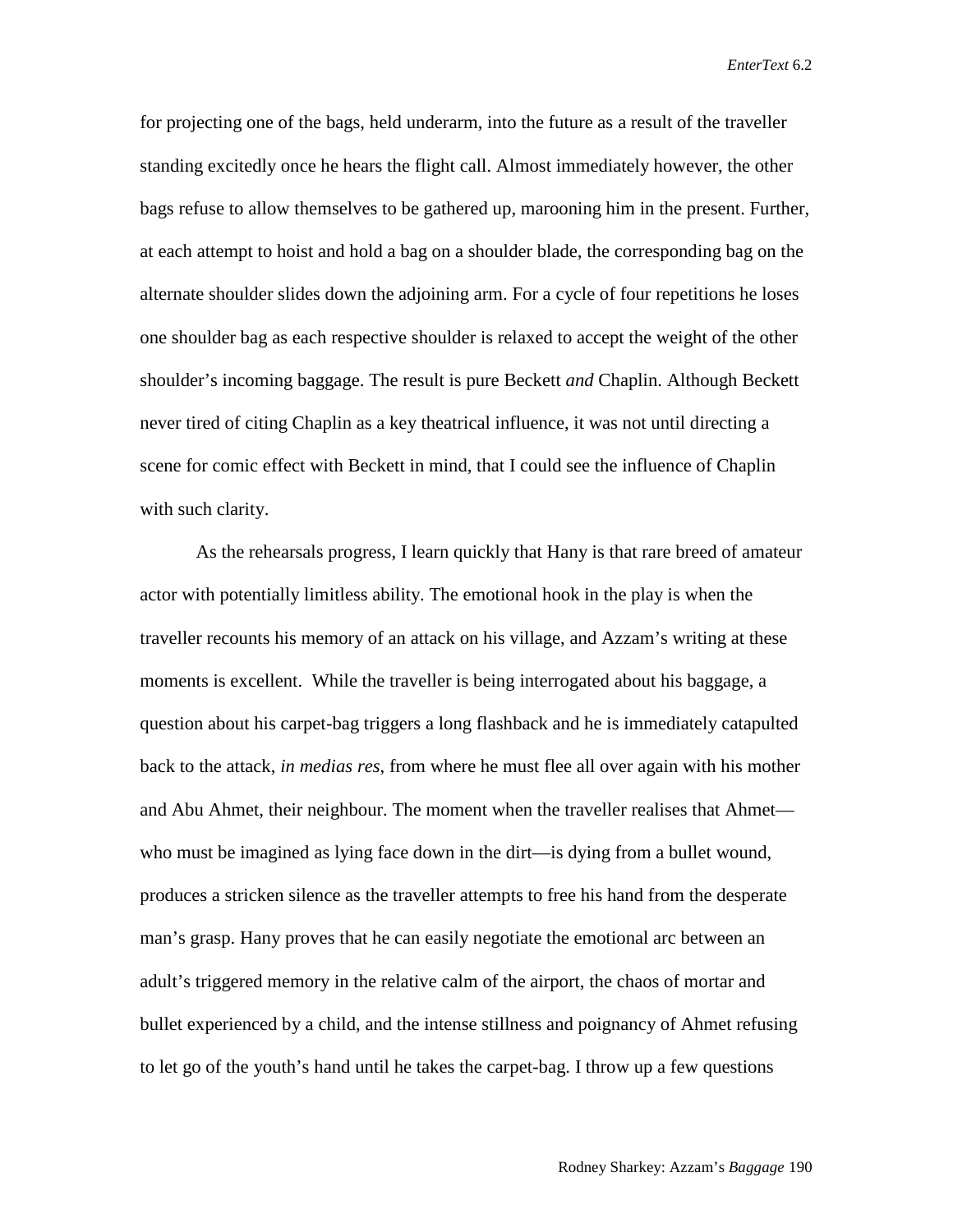for projecting one of the bags, held underarm, into the future as a result of the traveller standing excitedly once he hears the flight call. Almost immediately however, the other bags refuse to allow themselves to be gathered up, marooning him in the present. Further, at each attempt to hoist and hold a bag on a shoulder blade, the corresponding bag on the alternate shoulder slides down the adjoining arm. For a cycle of four repetitions he loses one shoulder bag as each respective shoulder is relaxed to accept the weight of the other shoulder's incoming baggage. The result is pure Beckett *and* Chaplin. Although Beckett never tired of citing Chaplin as a key theatrical influence, it was not until directing a scene for comic effect with Beckett in mind, that I could see the influence of Chaplin with such clarity.

As the rehearsals progress, I learn quickly that Hany is that rare breed of amateur actor with potentially limitless ability. The emotional hook in the play is when the traveller recounts his memory of an attack on his village, and Azzam's writing at these moments is excellent. While the traveller is being interrogated about his baggage, a question about his carpet-bag triggers a long flashback and he is immediately catapulted back to the attack, *in medias res*, from where he must flee all over again with his mother and Abu Ahmet, their neighbour. The moment when the traveller realises that Ahmet—who must be imagined as lying face down in the dirt—is dying from a bullet wound, produces a stricken silence as the traveller attempts to free his hand from the desperate man's grasp. Hany proves that he can easily negotiate the emotional arc between an adult's triggered memory in the relative calm of the airport, the chaos of mortar and bullet experienced by a child, and the intense stillness and poignancy of Ahmet refusing to let go of the youth's hand until he takes the carpet-bag. I throw up a few questions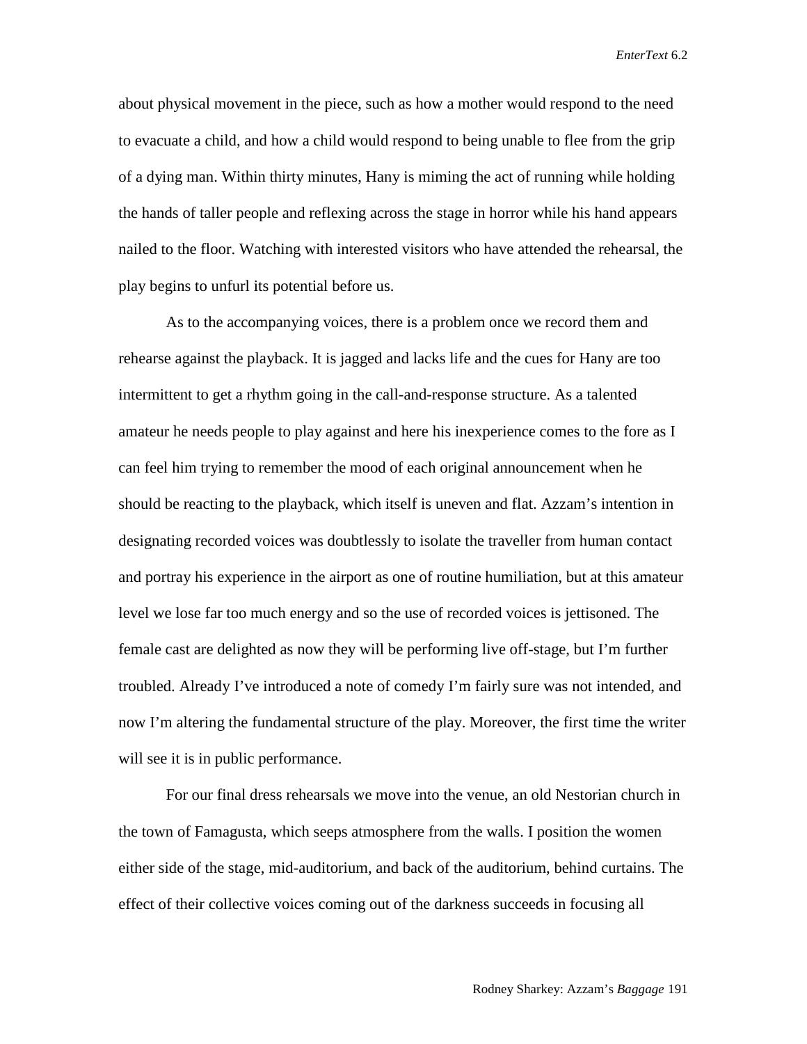about physical movement in the piece, such as how a mother would respond to the need to evacuate a child, and how a child would respond to being unable to flee from the grip of a dying man. Within thirty minutes, Hany is miming the act of running while holding the hands of taller people and reflexing across the stage in horror while his hand appears nailed to the floor. Watching with interested visitors who have attended the rehearsal, the play begins to unfurl its potential before us.

As to the accompanying voices, there is a problem once we record them and rehearse against the playback. It is jagged and lacks life and the cues for Hany are too intermittent to get a rhythm going in the call-and-response structure. As a talented amateur he needs people to play against and here his inexperience comes to the fore as I can feel him trying to remember the mood of each original announcement when he should be reacting to the playback, which itself is uneven and flat. Azzam's intention in designating recorded voices was doubtlessly to isolate the traveller from human contact and portray his experience in the airport as one of routine humiliation, but at this amateur level we lose far too much energy and so the use of recorded voices is jettisoned. The female cast are delighted as now they will be performing live off-stage, but I'm further troubled. Already I've introduced a note of comedy I'm fairly sure was not intended, and now I'm altering the fundamental structure of the play. Moreover, the first time the writer will see it is in public performance.

For our final dress rehearsals we move into the venue, an old Nestorian church in the town of Famagusta, which seeps atmosphere from the walls. I position the women either side of the stage, mid-auditorium, and back of the auditorium, behind curtains. The effect of their collective voices coming out of the darkness succeeds in focusing all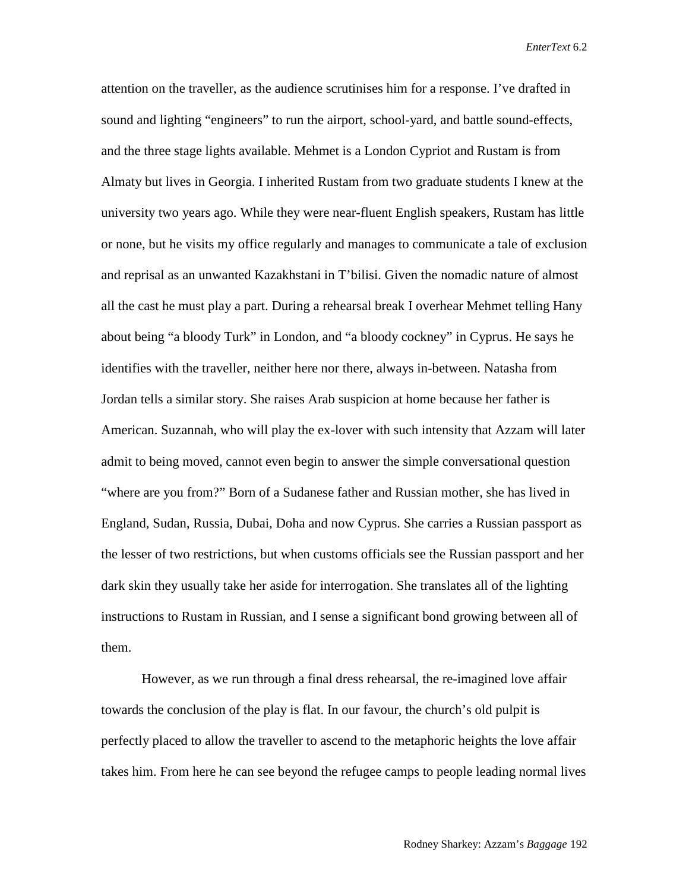attention on the traveller, as the audience scrutinises him for a response. I've drafted in sound and lighting "engineers" to run the airport, school-yard, and battle sound-effects, and the three stage lights available. Mehmet is a London Cypriot and Rustam is from Almaty but lives in Georgia. I inherited Rustam from two graduate students I knew at the university two years ago. While they were near-fluent English speakers, Rustam has little or none, but he visits my office regularly and manages to communicate a tale of exclusion and reprisal as an unwanted Kazakhstani in T'bilisi. Given the nomadic nature of almost all the cast he must play a part. During a rehearsal break I overhear Mehmet telling Hany about being "a bloody Turk" in London, and "a bloody cockney" in Cyprus. He says he identifies with the traveller, neither here nor there, always in-between. Natasha from Jordan tells a similar story. She raises Arab suspicion at home because her father is American. Suzannah, who will play the ex-lover with such intensity that Azzam will later admit to being moved, cannot even begin to answer the simple conversational question "where are you from?" Born of a Sudanese father and Russian mother, she has lived in England, Sudan, Russia, Dubai, Doha and now Cyprus. She carries a Russian passport as the lesser of two restrictions, but when customs officials see the Russian passport and her dark skin they usually take her aside for interrogation. She translates all of the lighting instructions to Rustam in Russian, and I sense a significant bond growing between all of them.

However, as we run through a final dress rehearsal, the re-imagined love affair towards the conclusion of the play is flat. In our favour, the church's old pulpit is perfectly placed to allow the traveller to ascend to the metaphoric heights the love affair takes him. From here he can see beyond the refugee camps to people leading normal lives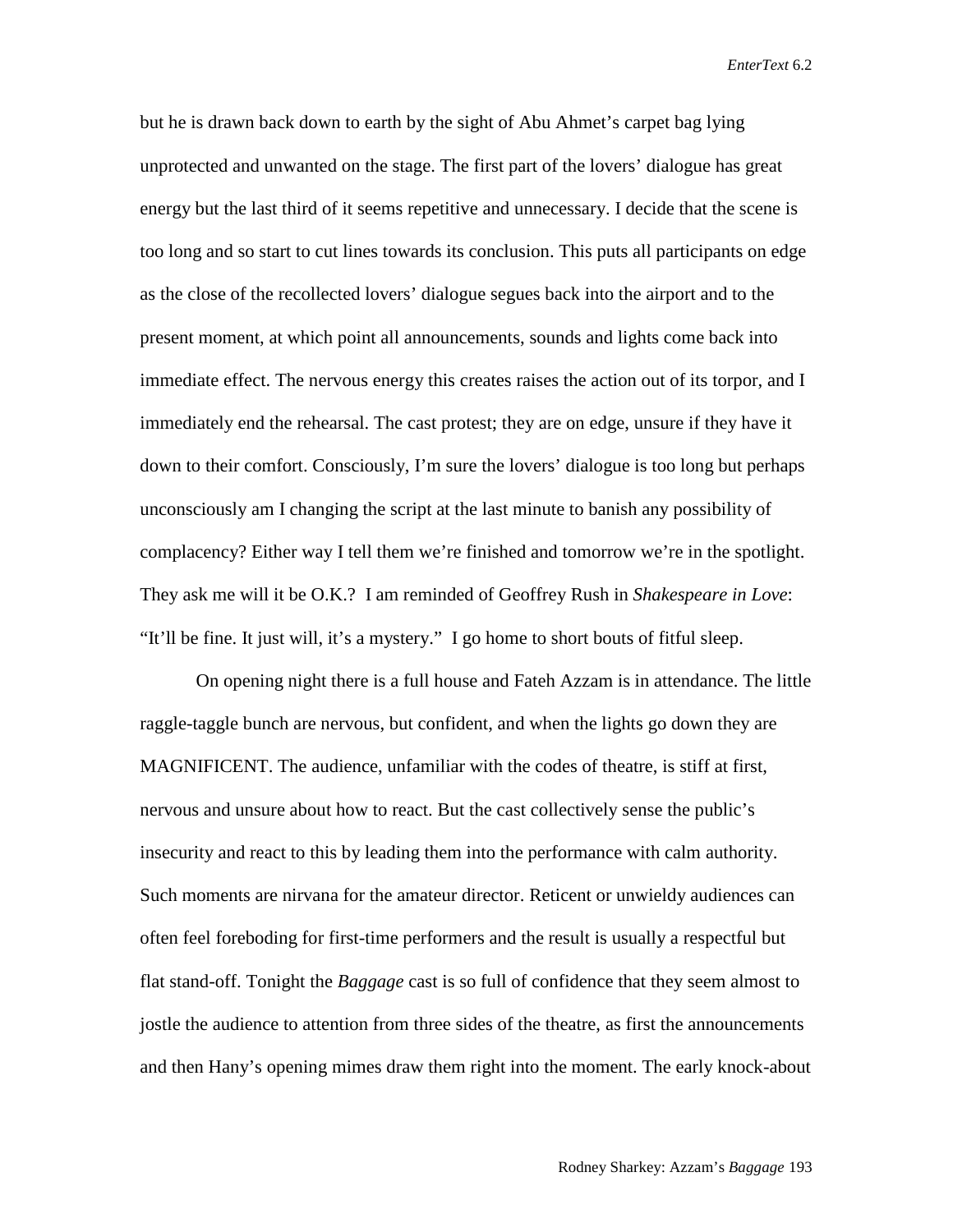but he is drawn back down to earth by the sight of Abu Ahmet's carpet bag lying unprotected and unwanted on the stage. The first part of the lovers' dialogue has great energy but the last third of it seems repetitive and unnecessary. I decide that the scene is too long and so start to cut lines towards its conclusion. This puts all participants on edge as the close of the recollected lovers' dialogue segues back into the airport and to the present moment, at which point all announcements, sounds and lights come back into immediate effect. The nervous energy this creates raises the action out of its torpor, and I immediately end the rehearsal. The cast protest; they are on edge, unsure if they have it down to their comfort. Consciously, I'm sure the lovers' dialogue is too long but perhaps unconsciously am I changing the script at the last minute to banish any possibility of complacency? Either way I tell them we're finished and tomorrow we're in the spotlight. They ask me will it be O.K.? I am reminded of Geoffrey Rush in *Shakespeare in Love*: "It'll be fine. It just will, it's a mystery." I go home to short bouts of fitful sleep.

On opening night there is a full house and Fateh Azzam is in attendance. The little raggle-taggle bunch are nervous, but confident, and when the lights go down they are MAGNIFICENT. The audience, unfamiliar with the codes of theatre, is stiff at first, nervous and unsure about how to react. But the cast collectively sense the public's insecurity and react to this by leading them into the performance with calm authority. Such moments are nirvana for the amateur director. Reticent or unwieldy audiences can often feel foreboding for first-time performers and the result is usually a respectful but flat stand-off. Tonight the *Baggage* cast is so full of confidence that they seem almost to jostle the audience to attention from three sides of the theatre, as first the announcements and then Hany's opening mimes draw them right into the moment. The early knock-about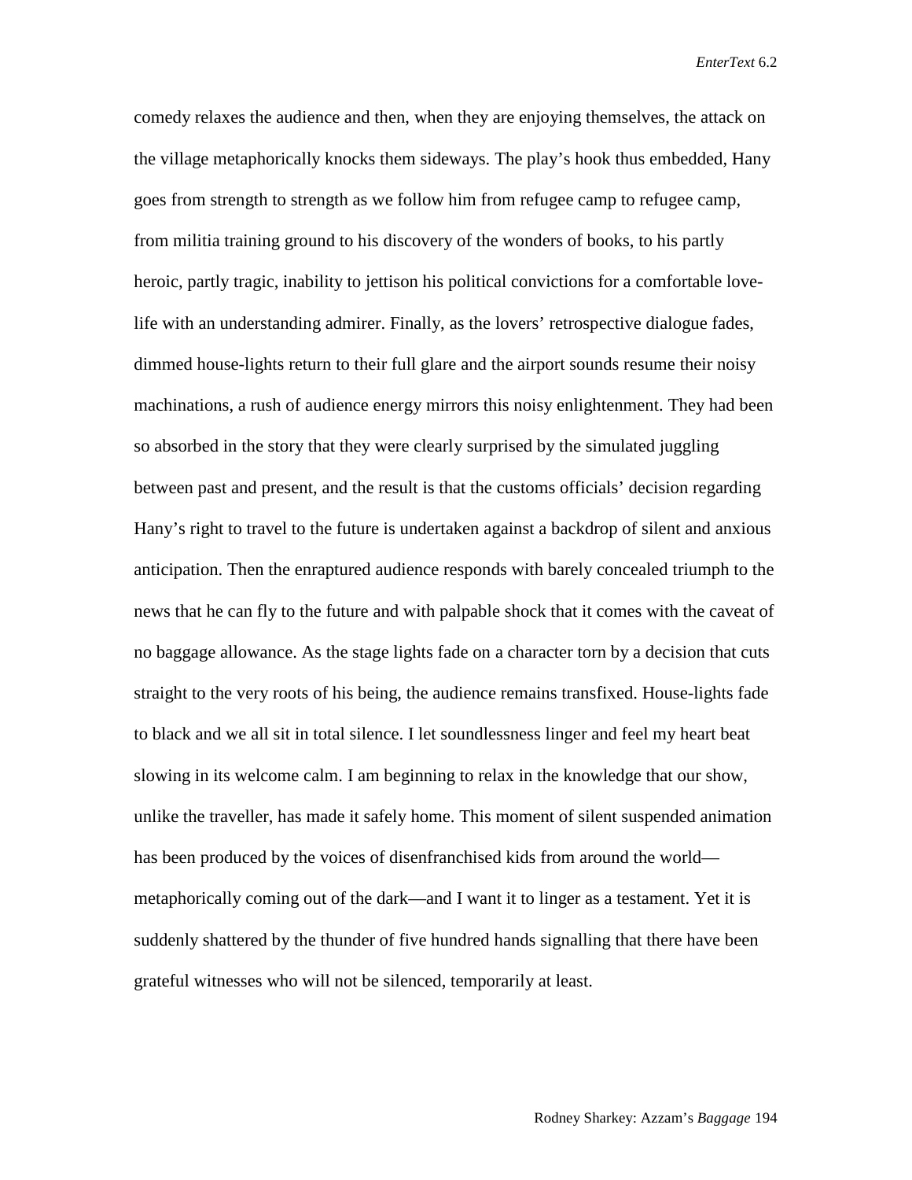comedy relaxes the audience and then, when they are enjoying themselves, the attack on the village metaphorically knocks them sideways. The play's hook thus embedded, Hany goes from strength to strength as we follow him from refugee camp to refugee camp, from militia training ground to his discovery of the wonders of books, to his partly heroic, partly tragic, inability to jettison his political convictions for a comfortable love-life with an understanding admirer. Finally, as the lovers' retrospective dialogue fades, dimmed house-lights return to their full glare and the airport sounds resume their noisy machinations, a rush of audience energy mirrors this noisy enlightenment. They had been so absorbed in the story that they were clearly surprised by the simulated juggling between past and present, and the result is that the customs officials' decision regarding Hany's right to travel to the future is undertaken against a backdrop of silent and anxious anticipation. Then the enraptured audience responds with barely concealed triumph to the news that he can fly to the future and with palpable shock that it comes with the caveat of no baggage allowance. As the stage lights fade on a character torn by a decision that cuts straight to the very roots of his being, the audience remains transfixed. House-lights fade to black and we all sit in total silence. I let soundlessness linger and feel my heart beat slowing in its welcome calm. I am beginning to relax in the knowledge that our show, unlike the traveller, has made it safely home. This moment of silent suspended animation has been produced by the voices of disenfranchised kids from around the world—metaphorically coming out of the dark—and I want it to linger as a testament. Yet it is suddenly shattered by the thunder of five hundred hands signalling that there have been grateful witnesses who will not be silenced, temporarily at least.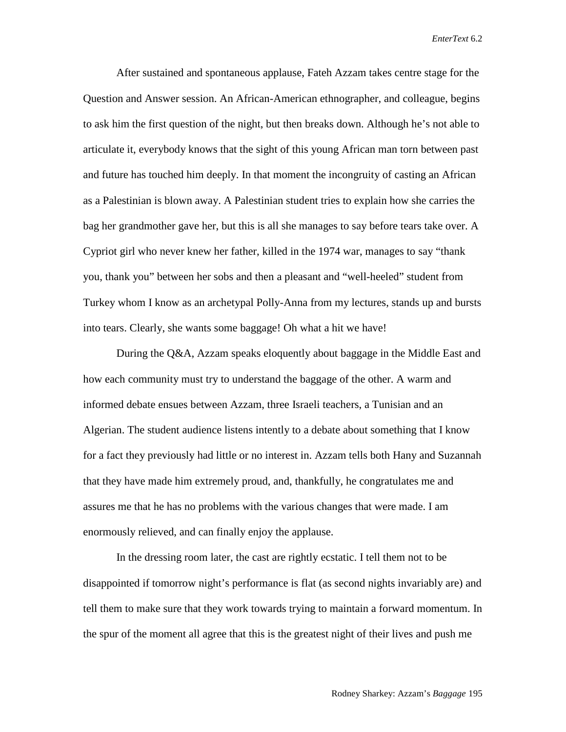After sustained and spontaneous applause, Fateh Azzam takes centre stage for the Question and Answer session. An African-American ethnographer, and colleague, begins to ask him the first question of the night, but then breaks down. Although he's not able to articulate it, everybody knows that the sight of this young African man torn between past and future has touched him deeply. In that moment the incongruity of casting an African as a Palestinian is blown away. A Palestinian student tries to explain how she carries the bag her grandmother gave her, but this is all she manages to say before tears take over. A Cypriot girl who never knew her father, killed in the 1974 war, manages to say "thank you, thank you" between her sobs and then a pleasant and "well-heeled" student from Turkey whom I know as an archetypal Polly-Anna from my lectures, stands up and bursts into tears. Clearly, she wants some baggage! Oh what a hit we have!

During the Q&A, Azzam speaks eloquently about baggage in the Middle East and how each community must try to understand the baggage of the other. A warm and informed debate ensues between Azzam, three Israeli teachers, a Tunisian and an Algerian. The student audience listens intently to a debate about something that I know for a fact they previously had little or no interest in. Azzam tells both Hany and Suzannah that they have made him extremely proud, and, thankfully, he congratulates me and assures me that he has no problems with the various changes that were made. I am enormously relieved, and can finally enjoy the applause.

In the dressing room later, the cast are rightly ecstatic. I tell them not to be disappointed if tomorrow night's performance is flat (as second nights invariably are) and tell them to make sure that they work towards trying to maintain a forward momentum. In the spur of the moment all agree that this is the greatest night of their lives and push me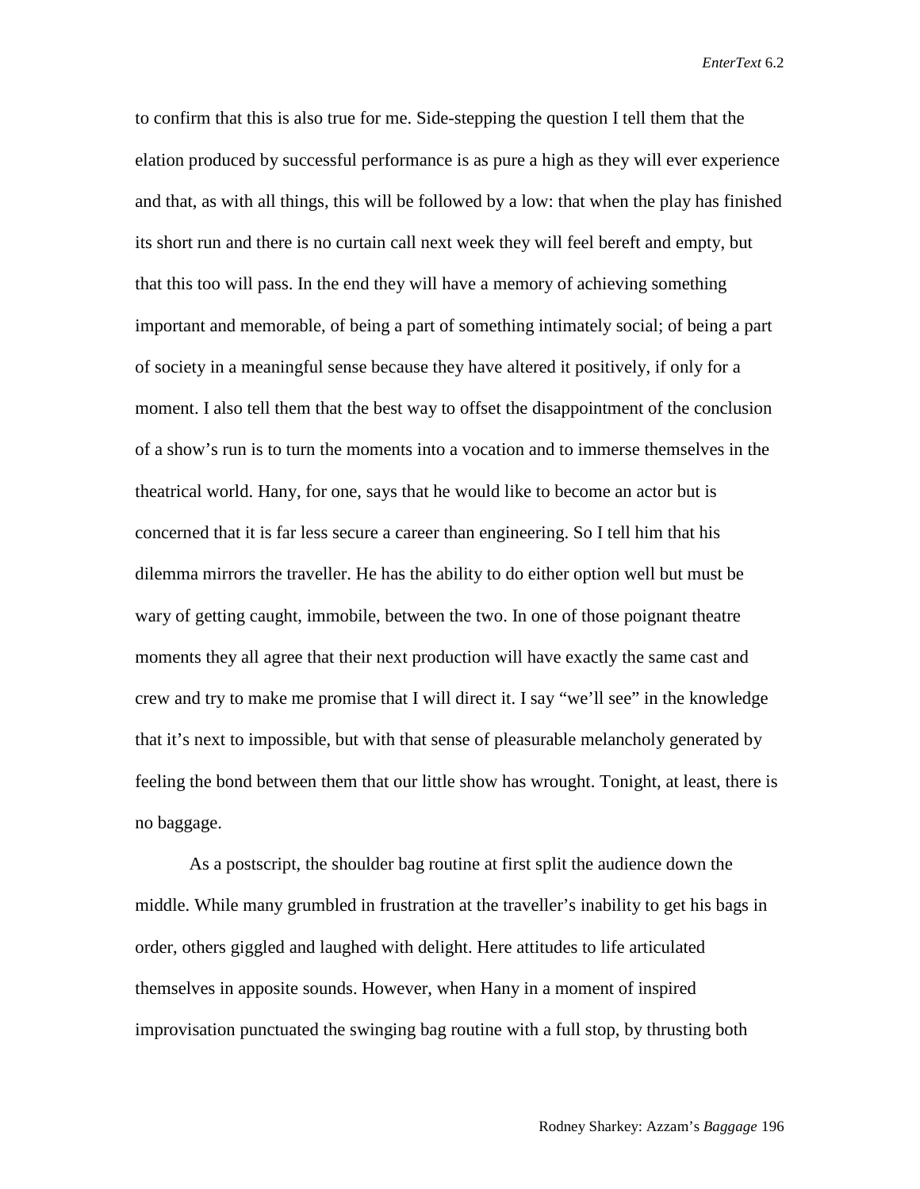to confirm that this is also true for me. Side-stepping the question I tell them that the elation produced by successful performance is as pure a high as they will ever experience and that, as with all things, this will be followed by a low: that when the play has finished its short run and there is no curtain call next week they will feel bereft and empty, but that this too will pass. In the end they will have a memory of achieving something important and memorable, of being a part of something intimately social; of being a part of society in a meaningful sense because they have altered it positively, if only for a moment. I also tell them that the best way to offset the disappointment of the conclusion of a show's run is to turn the moments into a vocation and to immerse themselves in the theatrical world. Hany, for one, says that he would like to become an actor but is concerned that it is far less secure a career than engineering. So I tell him that his dilemma mirrors the traveller. He has the ability to do either option well but must be wary of getting caught, immobile, between the two. In one of those poignant theatre moments they all agree that their next production will have exactly the same cast and crew and try to make me promise that I will direct it. I say "we'll see" in the knowledge that it's next to impossible, but with that sense of pleasurable melancholy generated by feeling the bond between them that our little show has wrought. Tonight, at least, there is no baggage.

As a postscript, the shoulder bag routine at first split the audience down the middle. While many grumbled in frustration at the traveller's inability to get his bags in order, others giggled and laughed with delight. Here attitudes to life articulated themselves in apposite sounds. However, when Hany in a moment of inspired improvisation punctuated the swinging bag routine with a full stop, by thrusting both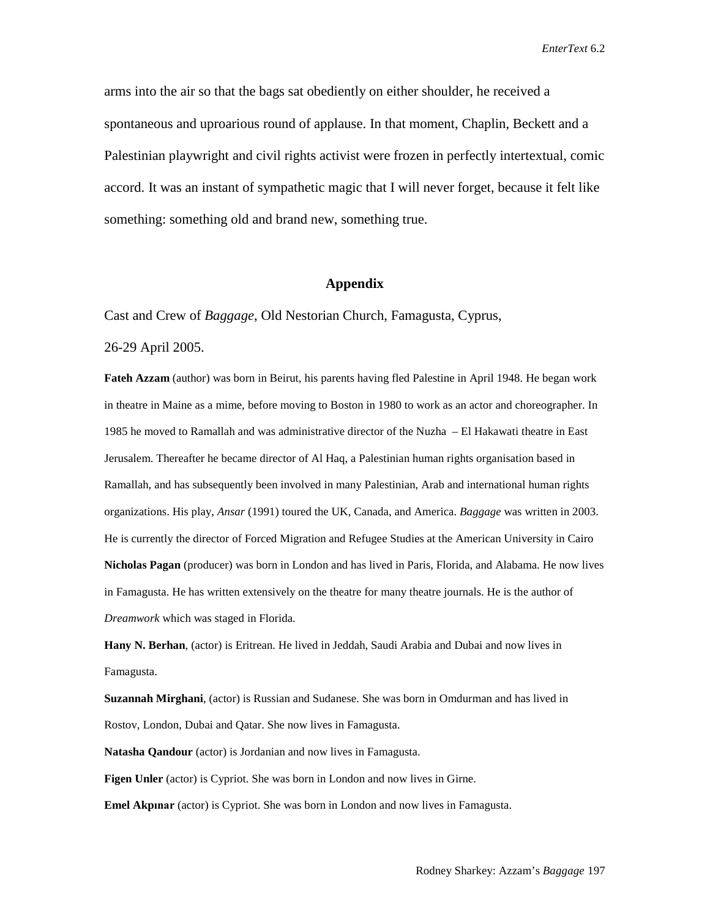arms into the air so that the bags sat obediently on either shoulder, he received a spontaneous and uproarious round of applause. In that moment, Chaplin, Beckett and a Palestinian playwright and civil rights activist were frozen in perfectly intertextual, comic accord. It was an instant of sympathetic magic that I will never forget, because it felt like something: something old and brand new, something true.

## Appendix

Cast and Crew of *Baggage*, Old Nestorian Church, Famagusta, Cyprus, 26-29 April 2005.

**Fateh Azzam** (author) was born in Beirut, his parents having fled Palestine in April 1948. He began work in theatre in Maine as a mime, before moving to Boston in 1980 to work as an actor and choreographer. In 1985 he moved to Ramallah and was administrative director of the Nuzha – El Hakawati theatre in East Jerusalem. Thereafter he became director of Al Haq, a Palestinian human rights organisation based in Ramallah, and has subsequently been involved in many Palestinian, Arab and international human rights organizations. His play, *Ansar* (1991) toured the UK, Canada, and America. *Baggage* was written in 2003. He is currently the director of Forced Migration and Refugee Studies at the American University in Cairo

**Nicholas Pagan** (producer) was born in London and has lived in Paris, Florida, and Alabama. He now lives in Famagusta. He has written extensively on the theatre for many theatre journals. He is the author of *Dreamwork* which was staged in Florida.

**Hany N. Berhan**, (actor) is Eritrean. He lived in Jeddah, Saudi Arabia and Dubai and now lives in Famagusta.

**Suzannah Mirghani**, (actor) is Russian and Sudanese. She was born in Omdurman and has lived in Rostov, London, Dubai and Qatar. She now lives in Famagusta.

**Natasha Qandour** (actor) is Jordanian and now lives in Famagusta.

**Figen Unler** (actor) is Cypriot. She was born in London and now lives in Girne.

**Emel Akpınar** (actor) is Cypriot. She was born in London and now lives in Famagusta.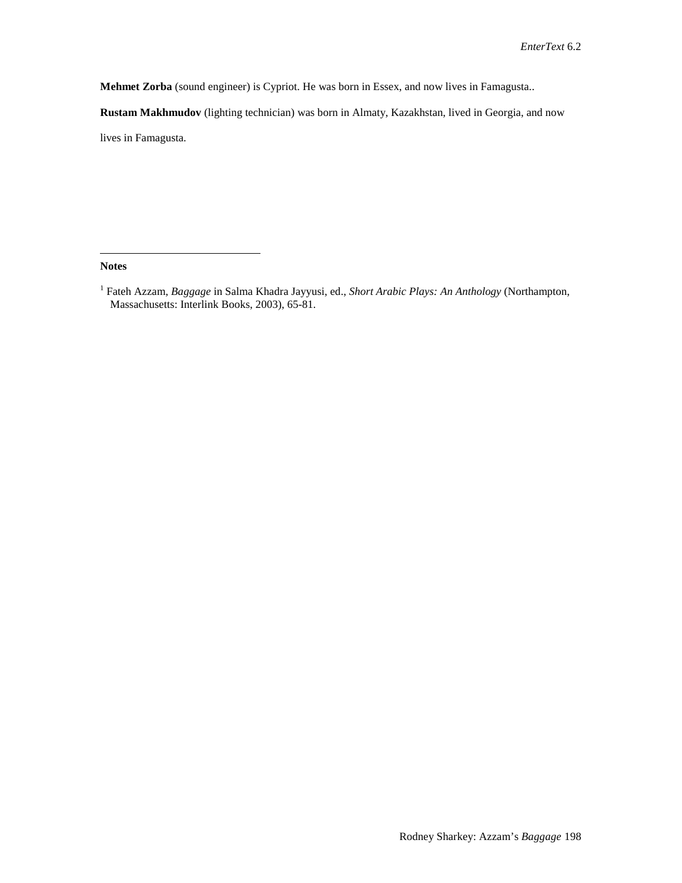**Mehmet Zorba** (sound engineer) is Cypriot. He was born in Essex, and now lives in Famagusta..

**Rustam Makhmudov** (lighting technician) was born in Almaty, Kazakhstan, lived in Georgia, and now lives in Famagusta.

---

**Notes**

[1] Fateh Azzam, *Baggage* in Salma Khadra Jayyusi, ed., *Short Arabic Plays: An Anthology* (Northampton, Massachusetts: Interlink Books, 2003), 65-81.